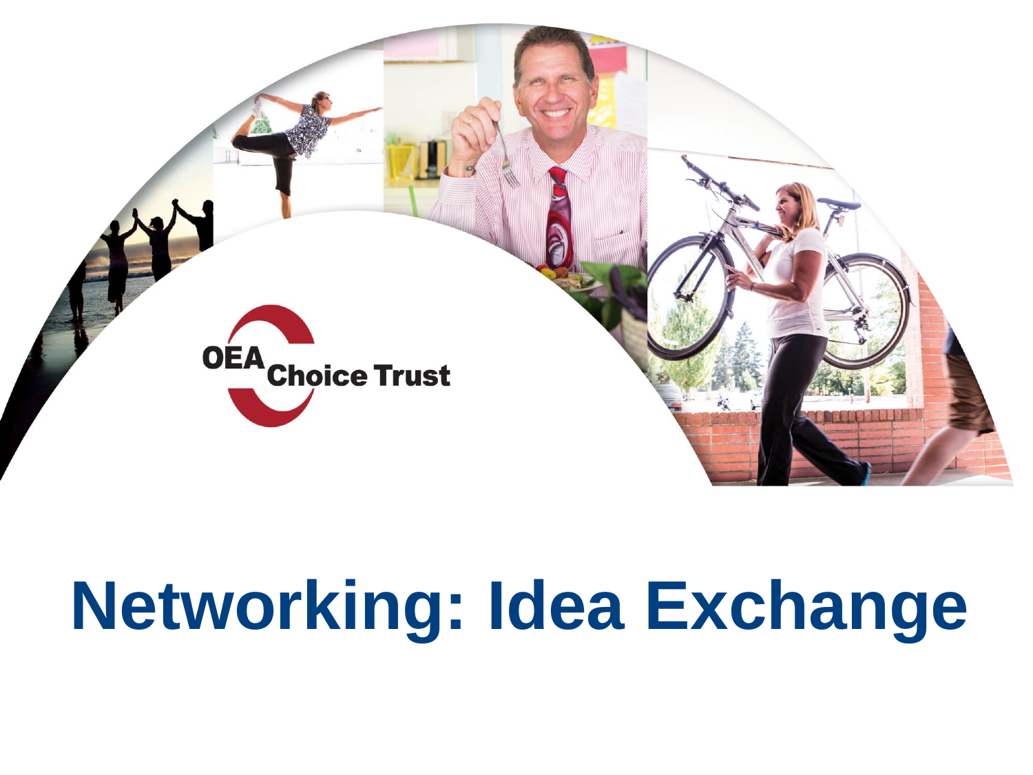OEA Choice Trust

# Networking: Idea Exchange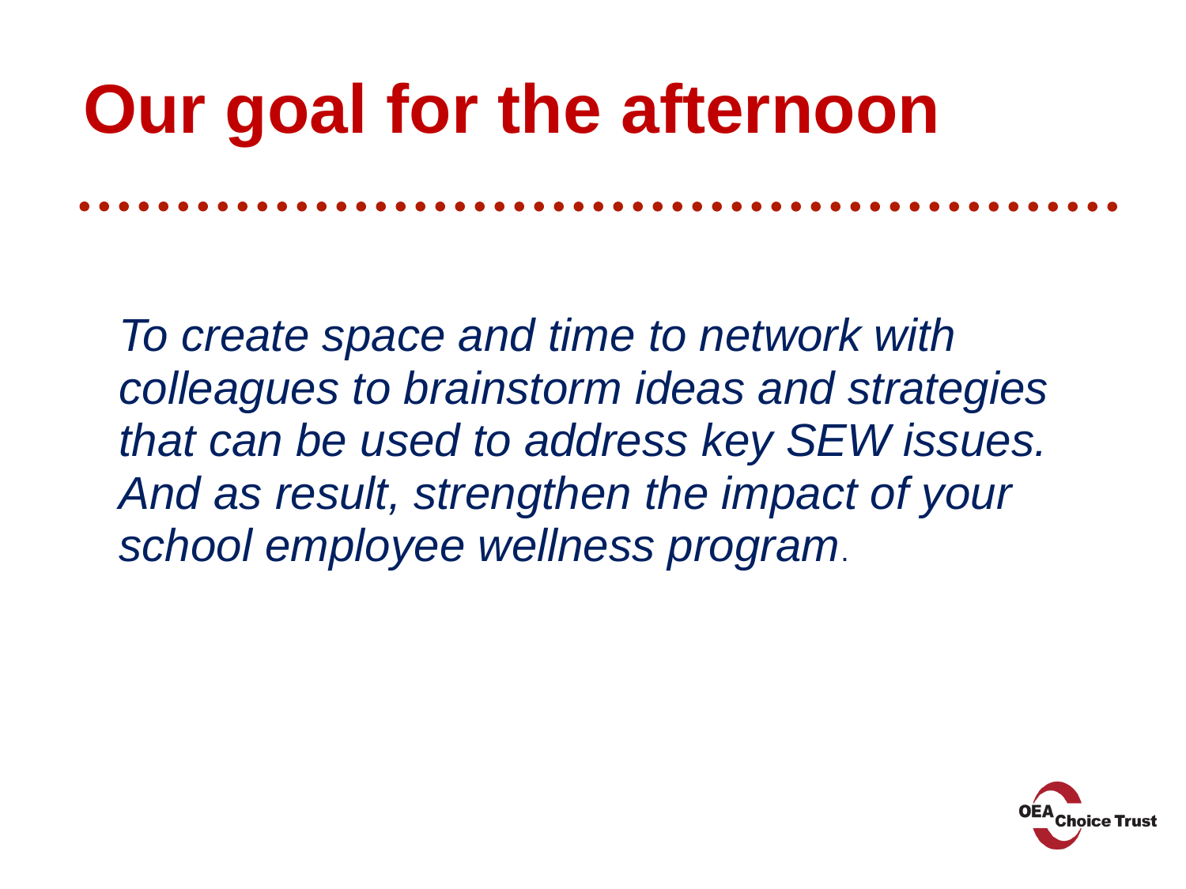# Our goal for the afternoon

*To create space and time to network with colleagues to brainstorm ideas and strategies that can be used to address key SEW issues. And as result, strengthen the impact of your school employee wellness program.*

OEA Choice Trust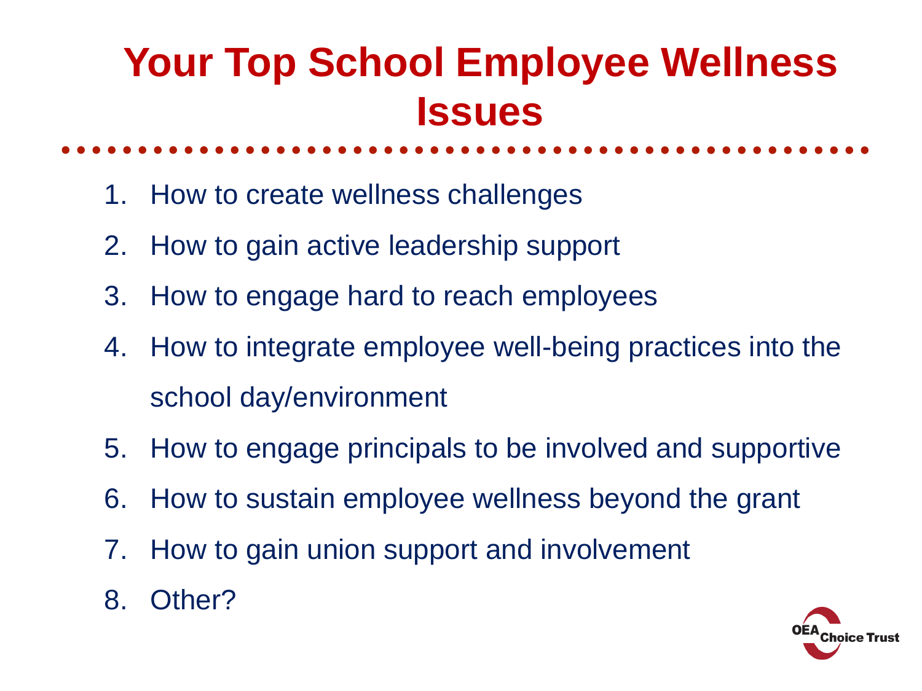# Your Top School Employee Wellness Issues

1. How to create wellness challenges
2. How to gain active leadership support
3. How to engage hard to reach employees
4. How to integrate employee well-being practices into the school day/environment
5. How to engage principals to be involved and supportive
6. How to sustain employee wellness beyond the grant
7. How to gain union support and involvement
8. Other?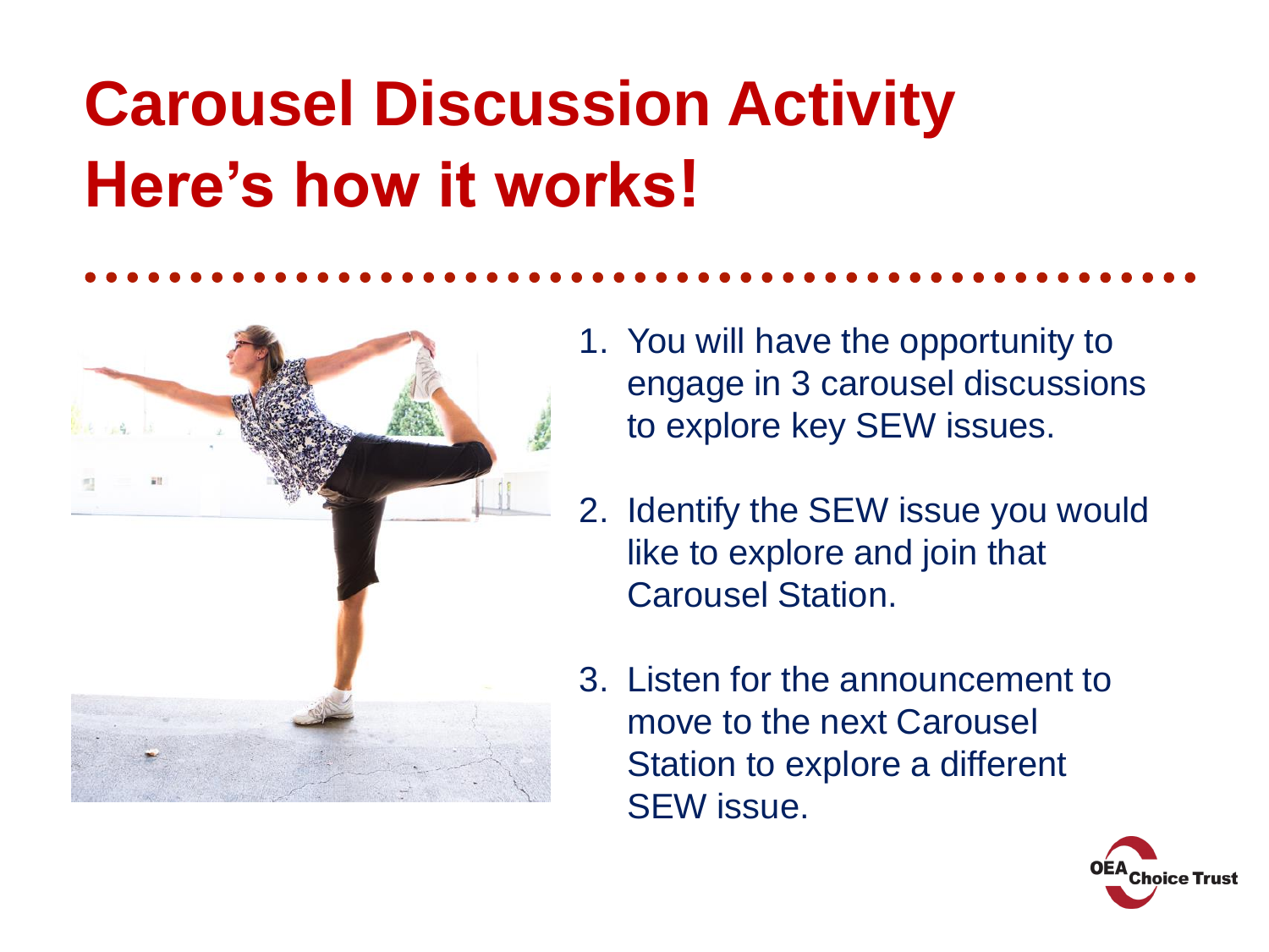# Carousel Discussion Activity
# Here's how it works!

1. You will have the opportunity to engage in 3 carousel discussions to explore key SEW issues.

2. Identify the SEW issue you would like to explore and join that Carousel Station.

3. Listen for the announcement to move to the next Carousel Station to explore a different SEW issue.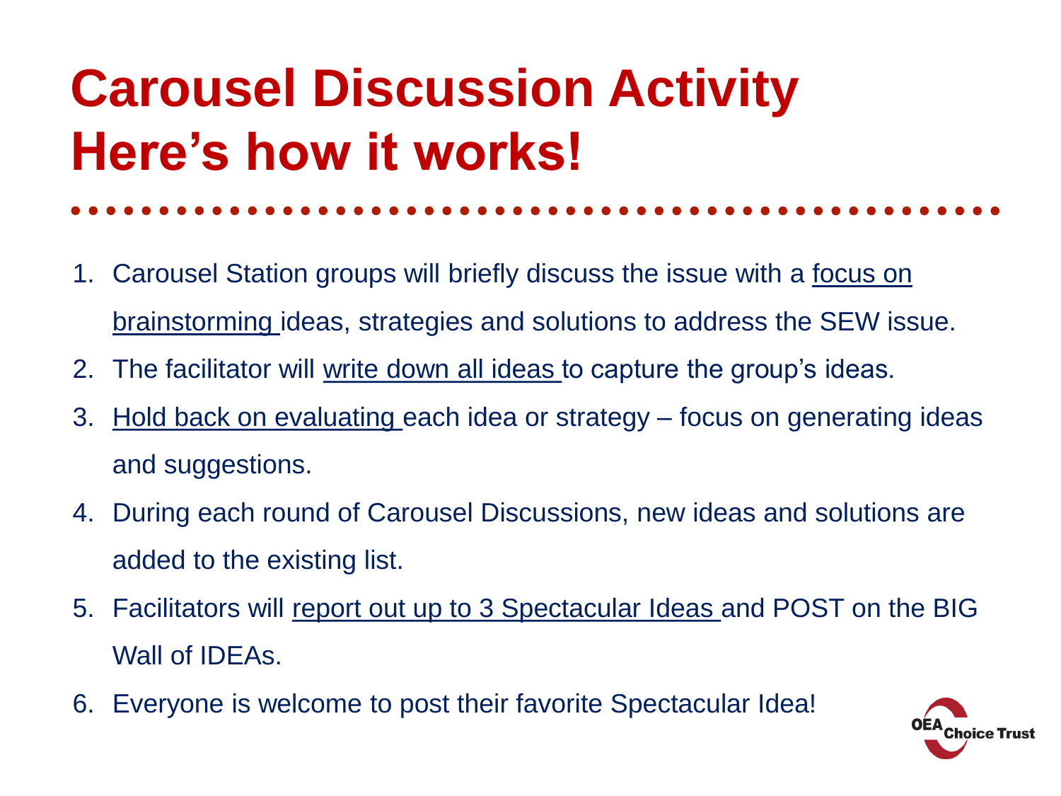# Carousel Discussion Activity
# Here's how it works!

1. Carousel Station groups will briefly discuss the issue with a <u>focus on brainstorming</u> ideas, strategies and solutions to address the SEW issue.
2. The facilitator will <u>write down all ideas</u> to capture the group's ideas.
3. <u>Hold back on evaluating</u> each idea or strategy – focus on generating ideas and suggestions.
4. During each round of Carousel Discussions, new ideas and solutions are added to the existing list.
5. Facilitators will <u>report out up to 3 Spectacular Ideas</u> and POST on the BIG Wall of IDEAs.
6. Everyone is welcome to post their favorite Spectacular Idea!

OEA Choice Trust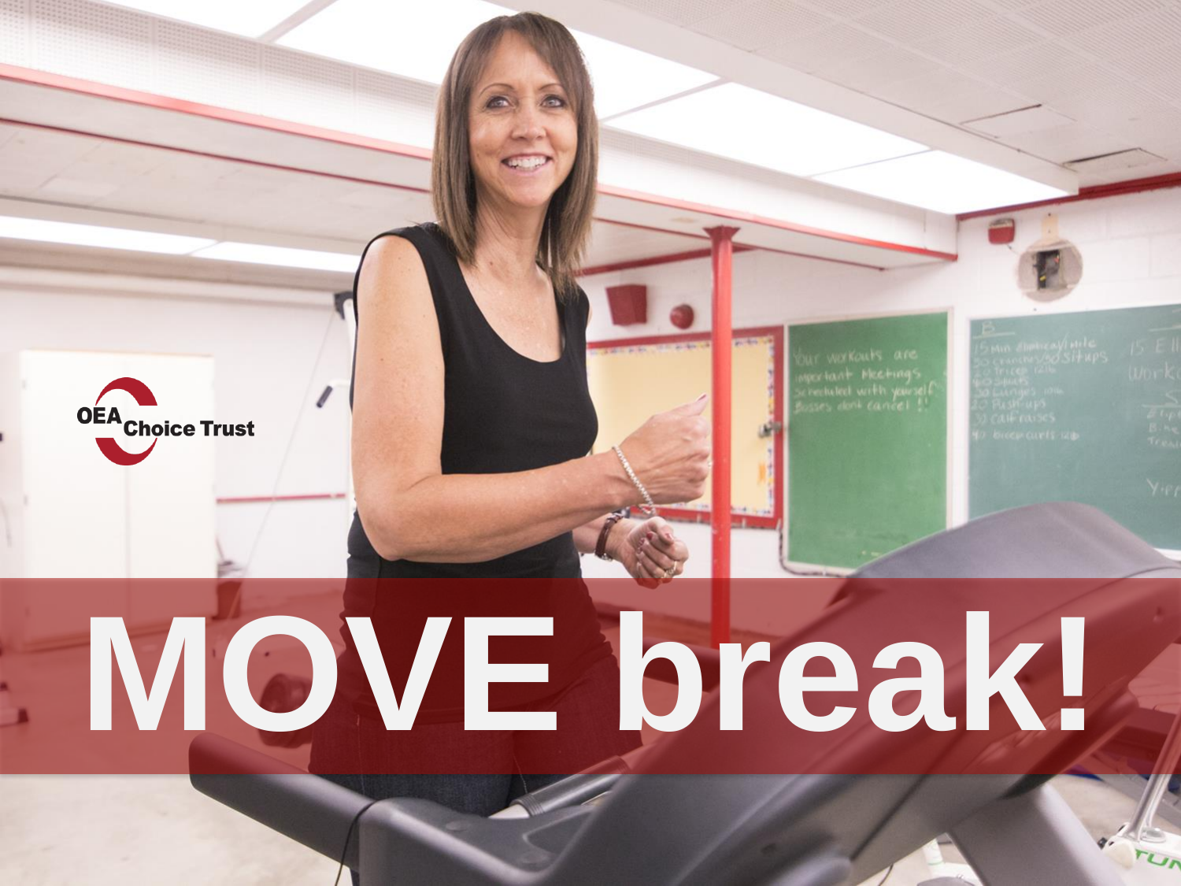OEA Choice Trust

# MOVE break!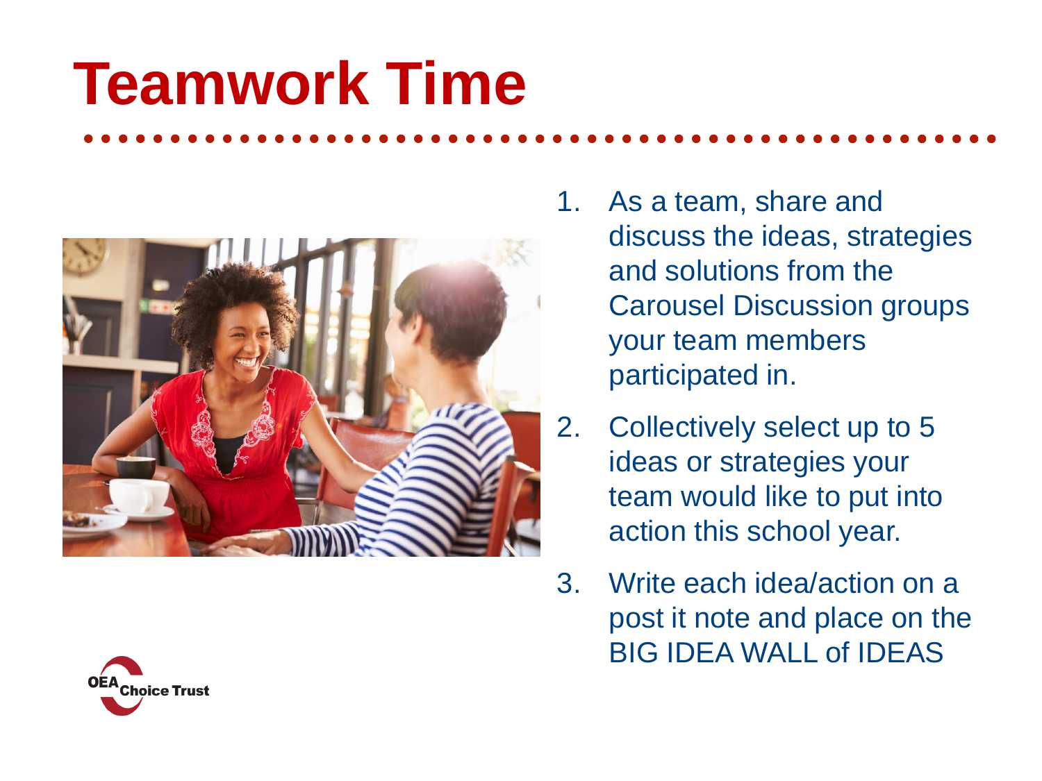# Teamwork Time

1. As a team, share and discuss the ideas, strategies and solutions from the Carousel Discussion groups your team members participated in.
2. Collectively select up to 5 ideas or strategies your team would like to put into action this school year.
3. Write each idea/action on a post it note and place on the BIG IDEA WALL of IDEAS